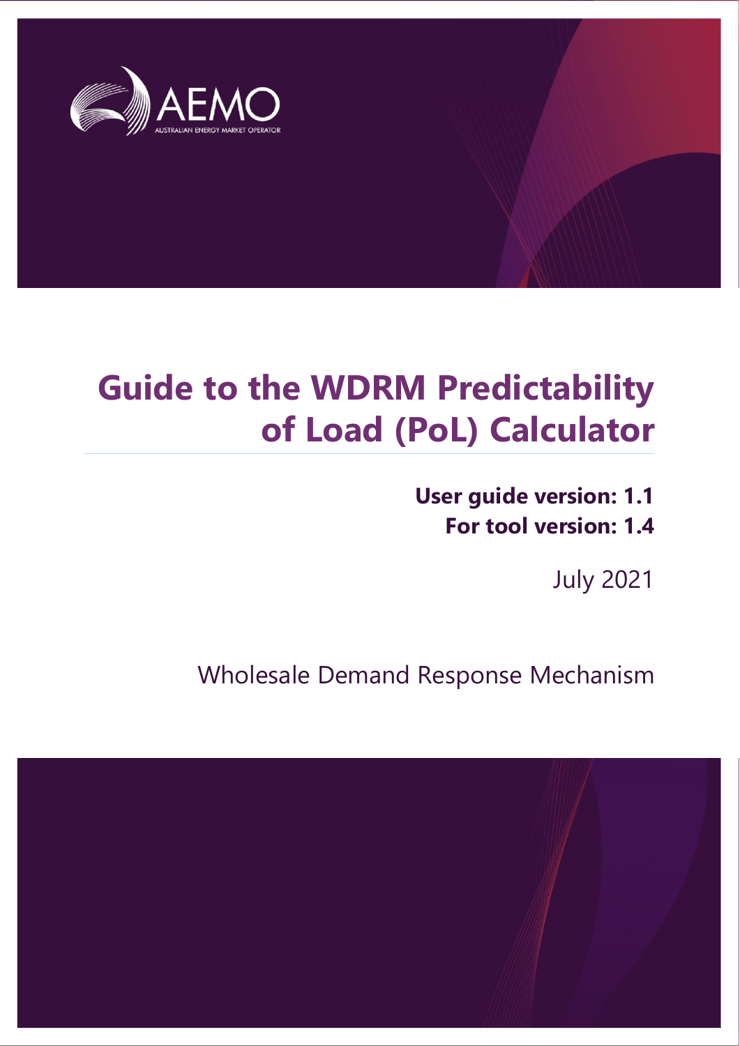AEMO

AUSTRALIAN ENERGY MARKET OPERATOR

# Guide to the WDRM Predictability of Load (PoL) Calculator

**User guide version: 1.1**
**For tool version: 1.4**

July 2021

Wholesale Demand Response Mechanism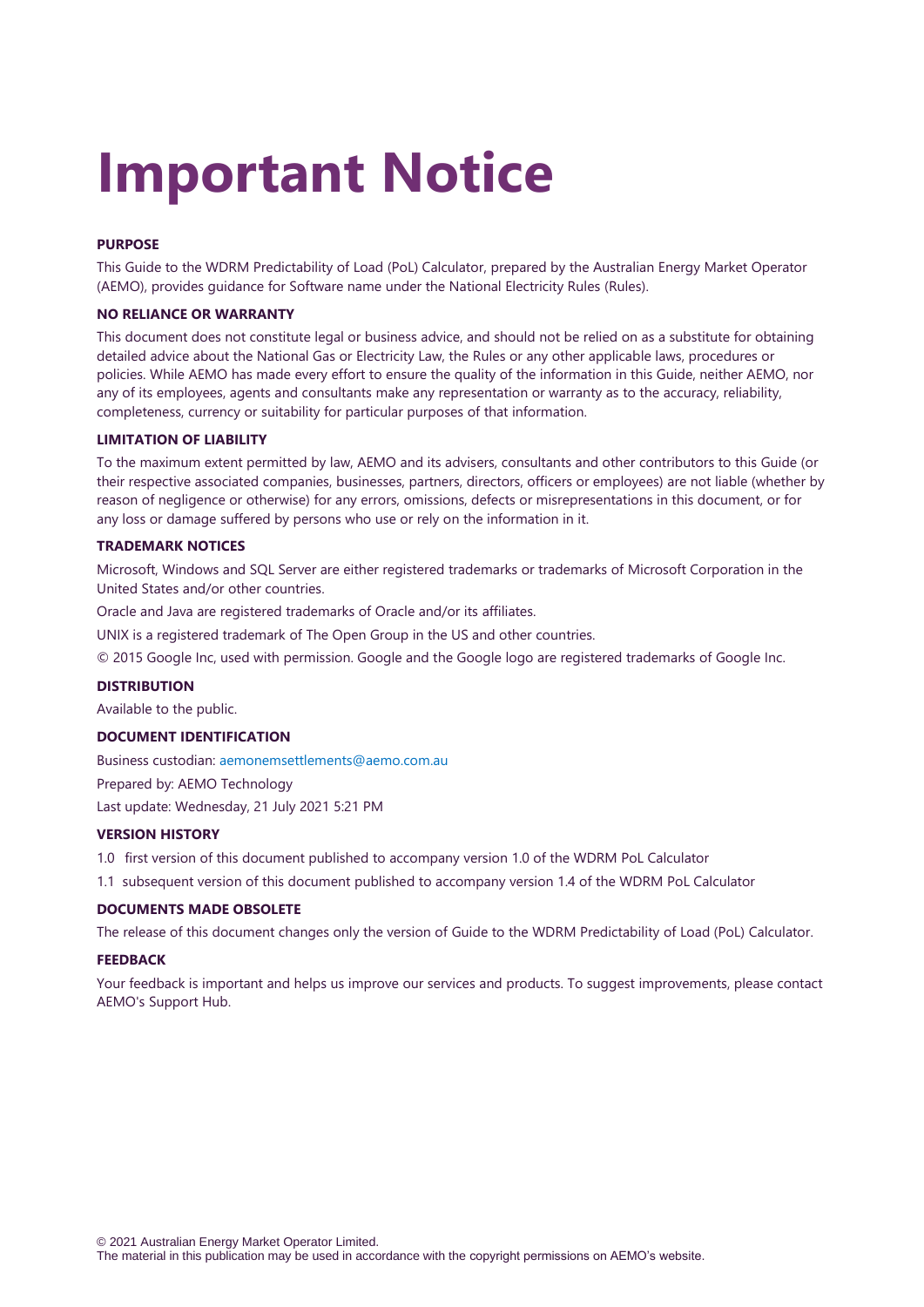# Important Notice

#### PURPOSE

This Guide to the WDRM Predictability of Load (PoL) Calculator, prepared by the Australian Energy Market Operator (AEMO), provides guidance for Software name under the National Electricity Rules (Rules).

#### NO RELIANCE OR WARRANTY

This document does not constitute legal or business advice, and should not be relied on as a substitute for obtaining detailed advice about the National Gas or Electricity Law, the Rules or any other applicable laws, procedures or policies. While AEMO has made every effort to ensure the quality of the information in this Guide, neither AEMO, nor any of its employees, agents and consultants make any representation or warranty as to the accuracy, reliability, completeness, currency or suitability for particular purposes of that information.

#### LIMITATION OF LIABILITY

To the maximum extent permitted by law, AEMO and its advisers, consultants and other contributors to this Guide (or their respective associated companies, businesses, partners, directors, officers or employees) are not liable (whether by reason of negligence or otherwise) for any errors, omissions, defects or misrepresentations in this document, or for any loss or damage suffered by persons who use or rely on the information in it.

#### TRADEMARK NOTICES

Microsoft, Windows and SQL Server are either registered trademarks or trademarks of Microsoft Corporation in the United States and/or other countries.

Oracle and Java are registered trademarks of Oracle and/or its affiliates.

UNIX is a registered trademark of The Open Group in the US and other countries.

© 2015 Google Inc, used with permission. Google and the Google logo are registered trademarks of Google Inc.

#### DISTRIBUTION

Available to the public.

#### DOCUMENT IDENTIFICATION

Business custodian: aemonemsettlements@aemo.com.au

Prepared by: AEMO Technology

Last update: Wednesday, 21 July 2021 5:21 PM

#### VERSION HISTORY

1.0 first version of this document published to accompany version 1.0 of the WDRM PoL Calculator

1.1 subsequent version of this document published to accompany version 1.4 of the WDRM PoL Calculator

#### DOCUMENTS MADE OBSOLETE

The release of this document changes only the version of Guide to the WDRM Predictability of Load (PoL) Calculator.

#### FEEDBACK

Your feedback is important and helps us improve our services and products. To suggest improvements, please contact AEMO's Support Hub.

© 2021 Australian Energy Market Operator Limited.
The material in this publication may be used in accordance with the copyright permissions on AEMO's website.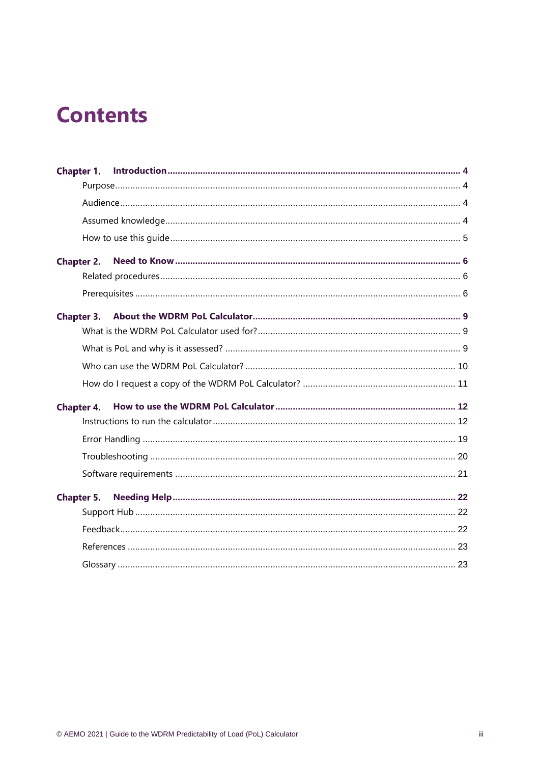# Contents

**Chapter 1. Introduction** .......... **4**

- Purpose .......... 4
- Audience .......... 4
- Assumed knowledge .......... 4
- How to use this guide .......... 5

**Chapter 2. Need to Know** .......... **6**

- Related procedures .......... 6
- Prerequisites .......... 6

**Chapter 3. About the WDRM PoL Calculator** .......... **9**

- What is the WDRM PoL Calculator used for? .......... 9
- What is PoL and why is it assessed? .......... 9
- Who can use the WDRM PoL Calculator? .......... 10
- How do I request a copy of the WDRM PoL Calculator? .......... 11

**Chapter 4. How to use the WDRM PoL Calculator** .......... **12**

- Instructions to run the calculator .......... 12
- Error Handling .......... 19
- Troubleshooting .......... 20
- Software requirements .......... 21

**Chapter 5. Needing Help** .......... **22**

- Support Hub .......... 22
- Feedback .......... 22
- References .......... 23
- Glossary .......... 23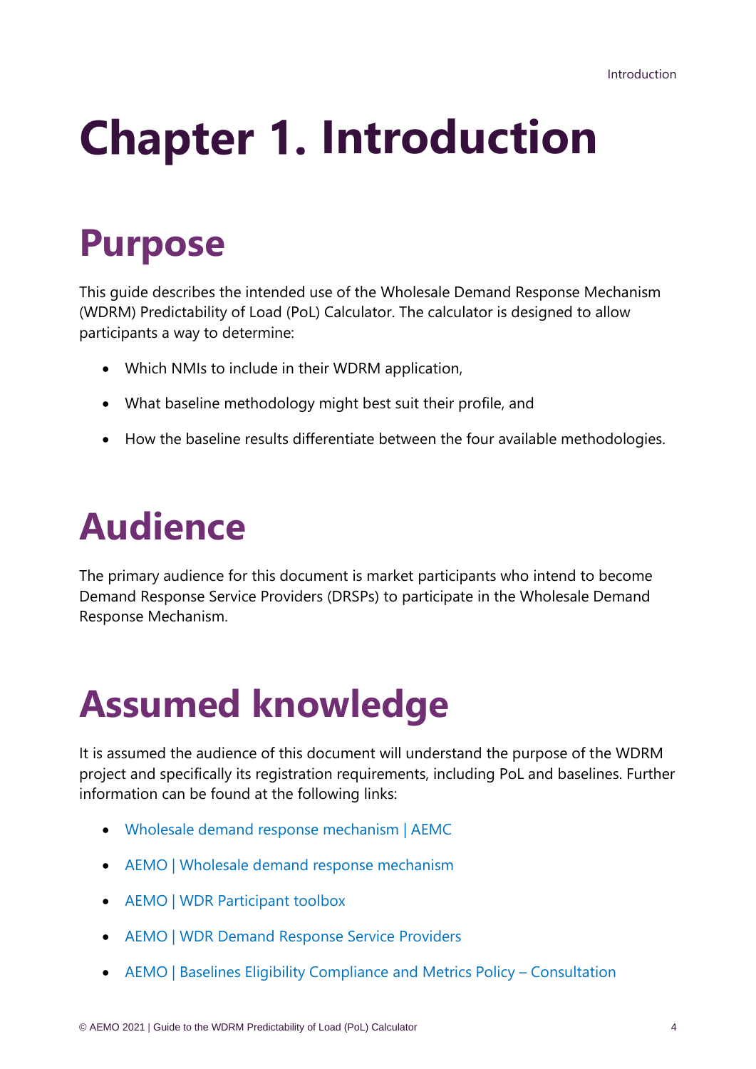# Chapter 1. Introduction

## Purpose

This guide describes the intended use of the Wholesale Demand Response Mechanism (WDRM) Predictability of Load (PoL) Calculator. The calculator is designed to allow participants a way to determine:

- Which NMIs to include in their WDRM application,
- What baseline methodology might best suit their profile, and
- How the baseline results differentiate between the four available methodologies.

## Audience

The primary audience for this document is market participants who intend to become Demand Response Service Providers (DRSPs) to participate in the Wholesale Demand Response Mechanism.

## Assumed knowledge

It is assumed the audience of this document will understand the purpose of the WDRM project and specifically its registration requirements, including PoL and baselines. Further information can be found at the following links:

- Wholesale demand response mechanism | AEMC
- AEMO | Wholesale demand response mechanism
- AEMO | WDR Participant toolbox
- AEMO | WDR Demand Response Service Providers
- AEMO | Baselines Eligibility Compliance and Metrics Policy – Consultation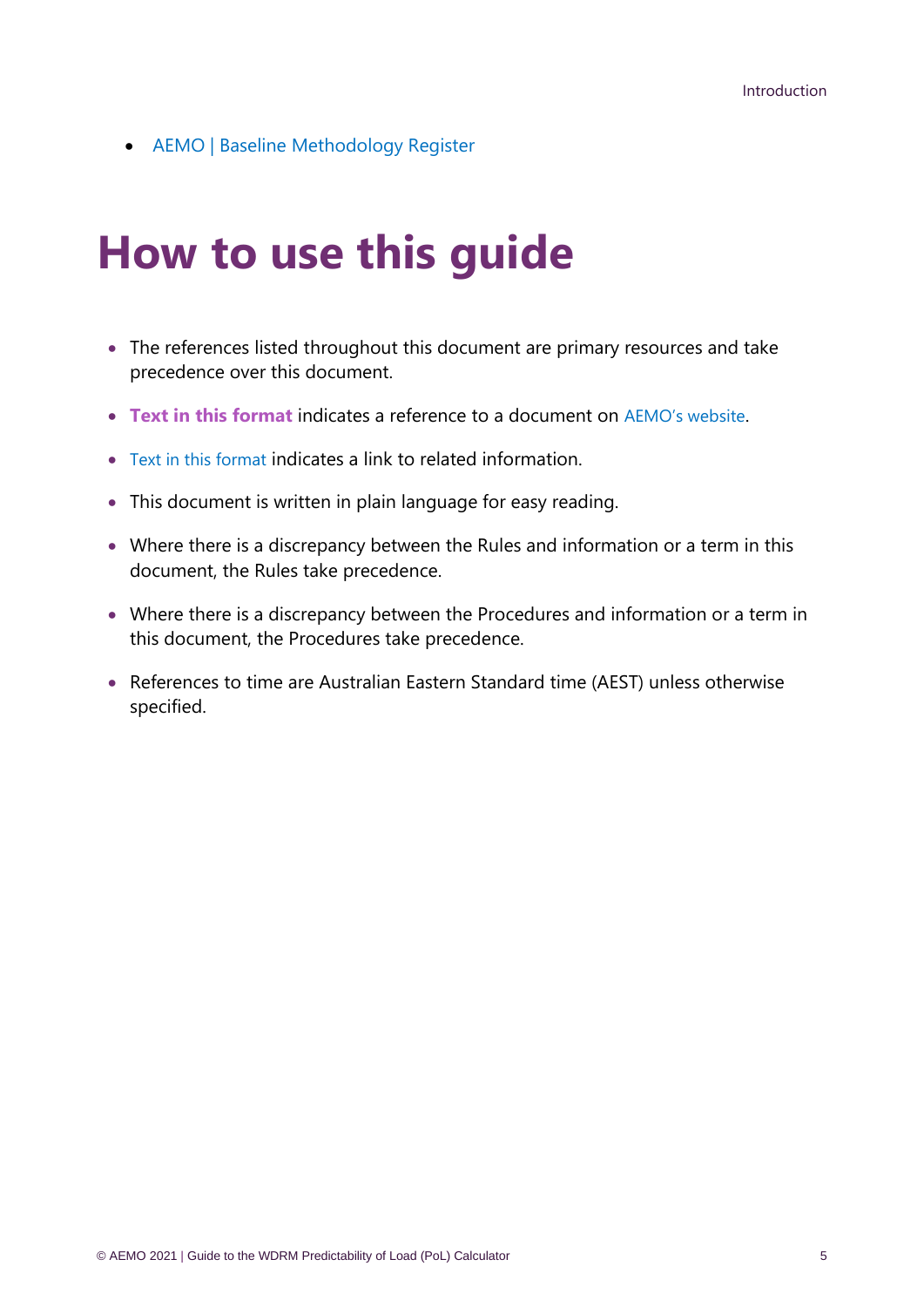- AEMO | Baseline Methodology Register

# How to use this guide

- The references listed throughout this document are primary resources and take precedence over this document.
- **Text in this format** indicates a reference to a document on AEMO's website.
- Text in this format indicates a link to related information.
- This document is written in plain language for easy reading.
- Where there is a discrepancy between the Rules and information or a term in this document, the Rules take precedence.
- Where there is a discrepancy between the Procedures and information or a term in this document, the Procedures take precedence.
- References to time are Australian Eastern Standard time (AEST) unless otherwise specified.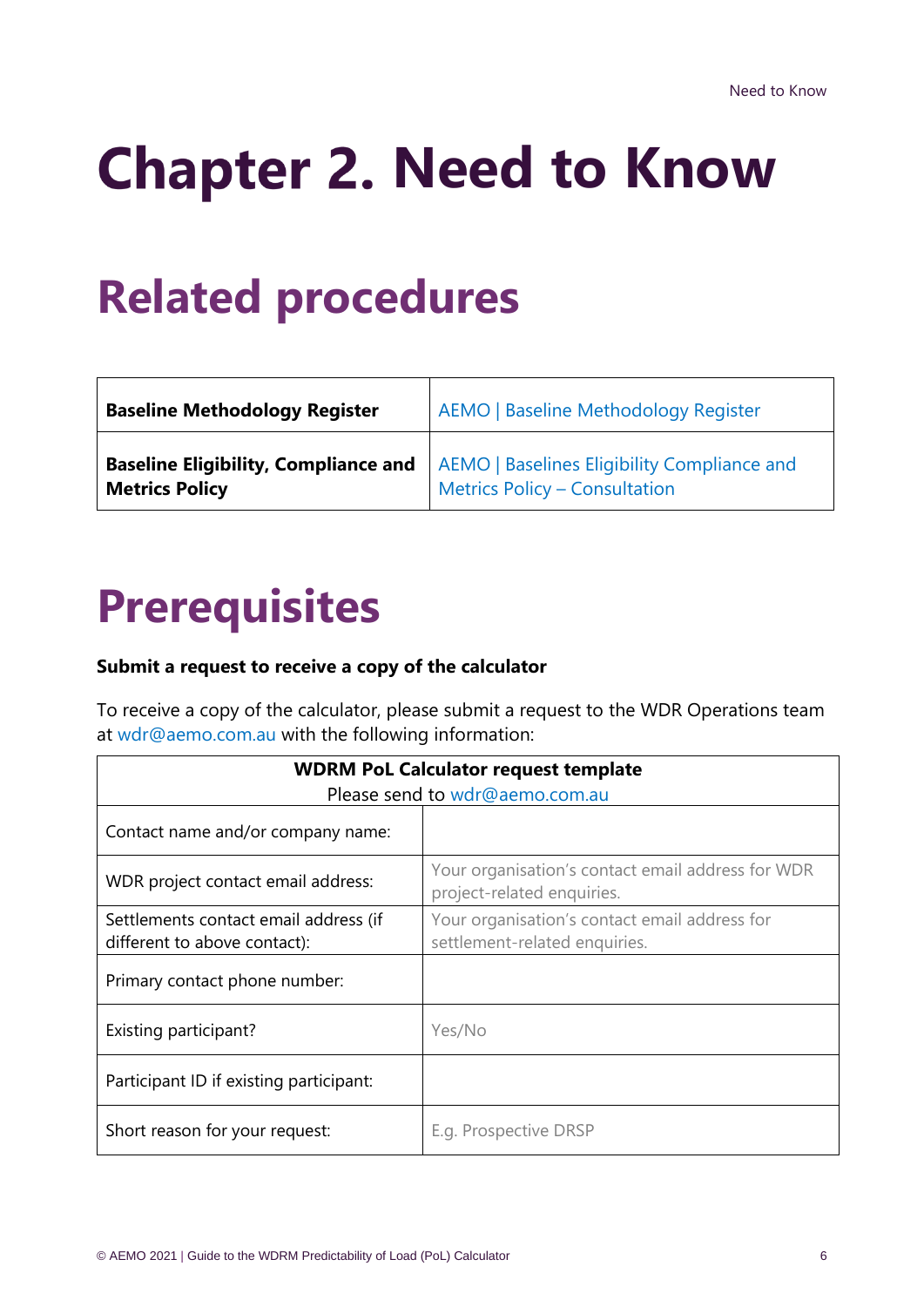# Chapter 2. Need to Know

## Related procedures

| | |
|---|---|
| **Baseline Methodology Register** | AEMO \| Baseline Methodology Register |
| **Baseline Eligibility, Compliance and Metrics Policy** | AEMO \| Baselines Eligibility Compliance and Metrics Policy – Consultation |

## Prerequisites

**Submit a request to receive a copy of the calculator**

To receive a copy of the calculator, please submit a request to the WDR Operations team at wdr@aemo.com.au with the following information:

| **WDRM PoL Calculator request template**<br>Please send to wdr@aemo.com.au | |
|---|---|
| Contact name and/or company name: | |
| WDR project contact email address: | Your organisation's contact email address for WDR project-related enquiries. |
| Settlements contact email address (if different to above contact): | Your organisation's contact email address for settlement-related enquiries. |
| Primary contact phone number: | |
| Existing participant? | Yes/No |
| Participant ID if existing participant: | |
| Short reason for your request: | E.g. Prospective DRSP |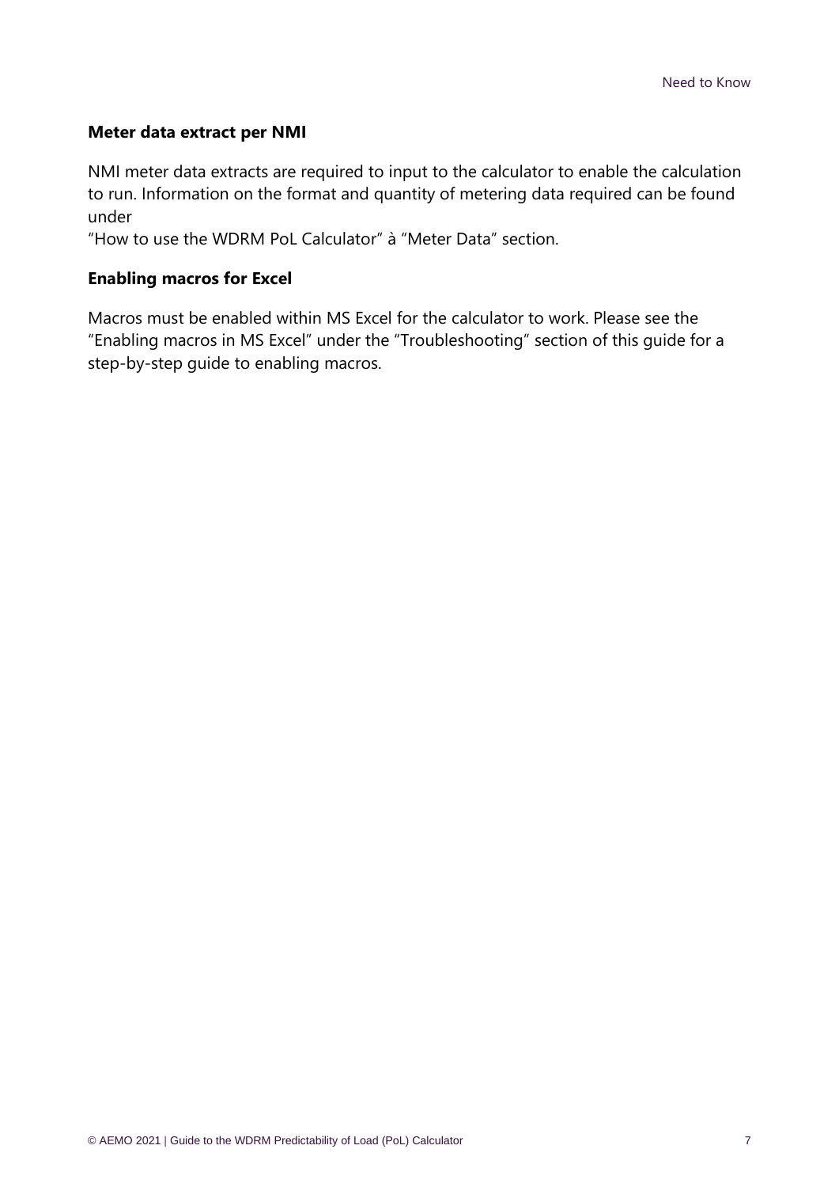### Meter data extract per NMI

NMI meter data extracts are required to input to the calculator to enable the calculation to run. Information on the format and quantity of metering data required can be found under
"How to use the WDRM PoL Calculator" à "Meter Data" section.

### Enabling macros for Excel

Macros must be enabled within MS Excel for the calculator to work. Please see the "Enabling macros in MS Excel" under the "Troubleshooting" section of this guide for a step-by-step guide to enabling macros.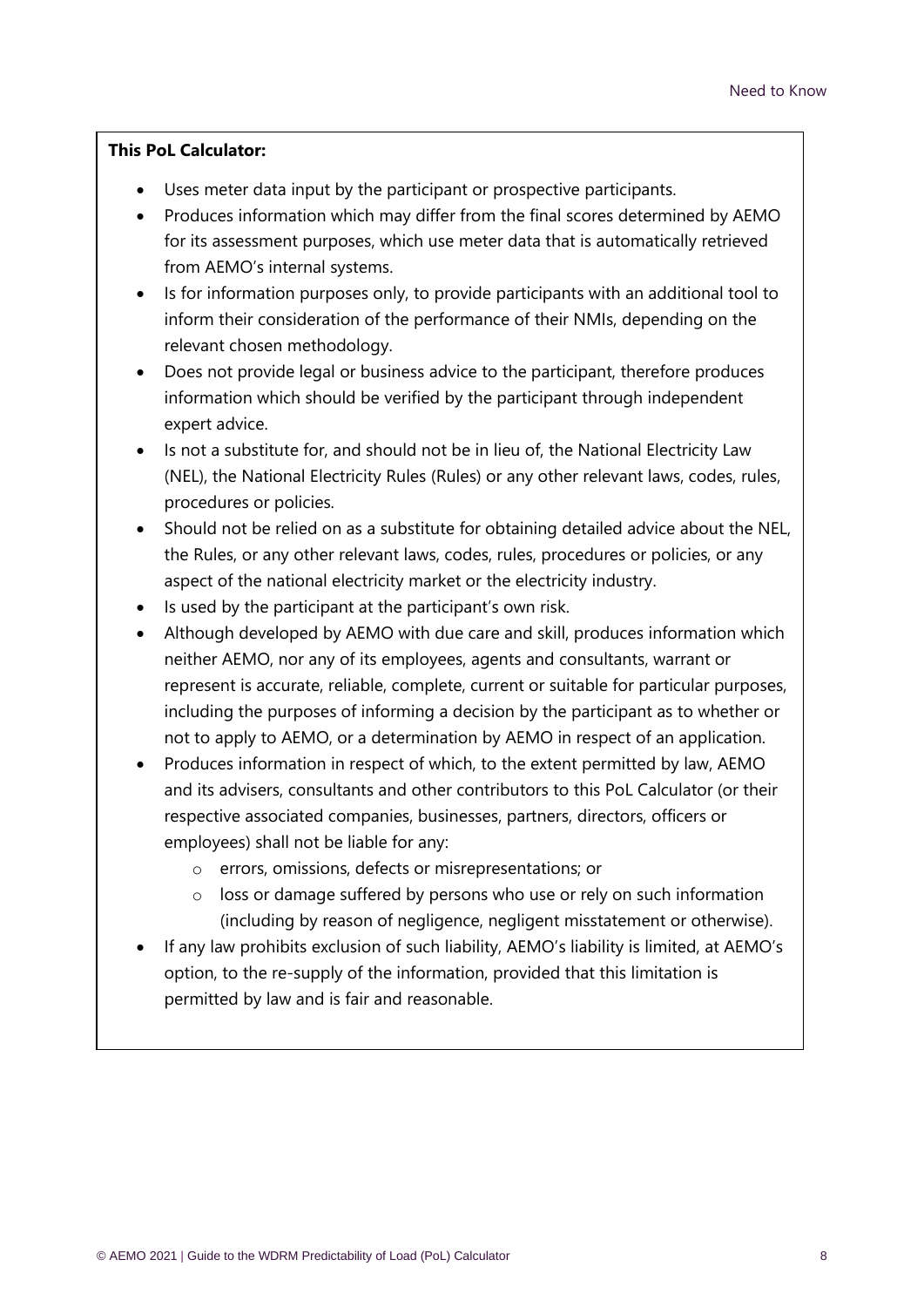**This PoL Calculator:**

- Uses meter data input by the participant or prospective participants.
- Produces information which may differ from the final scores determined by AEMO for its assessment purposes, which use meter data that is automatically retrieved from AEMO's internal systems.
- Is for information purposes only, to provide participants with an additional tool to inform their consideration of the performance of their NMIs, depending on the relevant chosen methodology.
- Does not provide legal or business advice to the participant, therefore produces information which should be verified by the participant through independent expert advice.
- Is not a substitute for, and should not be in lieu of, the National Electricity Law (NEL), the National Electricity Rules (Rules) or any other relevant laws, codes, rules, procedures or policies.
- Should not be relied on as a substitute for obtaining detailed advice about the NEL, the Rules, or any other relevant laws, codes, rules, procedures or policies, or any aspect of the national electricity market or the electricity industry.
- Is used by the participant at the participant's own risk.
- Although developed by AEMO with due care and skill, produces information which neither AEMO, nor any of its employees, agents and consultants, warrant or represent is accurate, reliable, complete, current or suitable for particular purposes, including the purposes of informing a decision by the participant as to whether or not to apply to AEMO, or a determination by AEMO in respect of an application.
- Produces information in respect of which, to the extent permitted by law, AEMO and its advisers, consultants and other contributors to this PoL Calculator (or their respective associated companies, businesses, partners, directors, officers or employees) shall not be liable for any:
  - errors, omissions, defects or misrepresentations; or
  - loss or damage suffered by persons who use or rely on such information (including by reason of negligence, negligent misstatement or otherwise).
- If any law prohibits exclusion of such liability, AEMO's liability is limited, at AEMO's option, to the re-supply of the information, provided that this limitation is permitted by law and is fair and reasonable.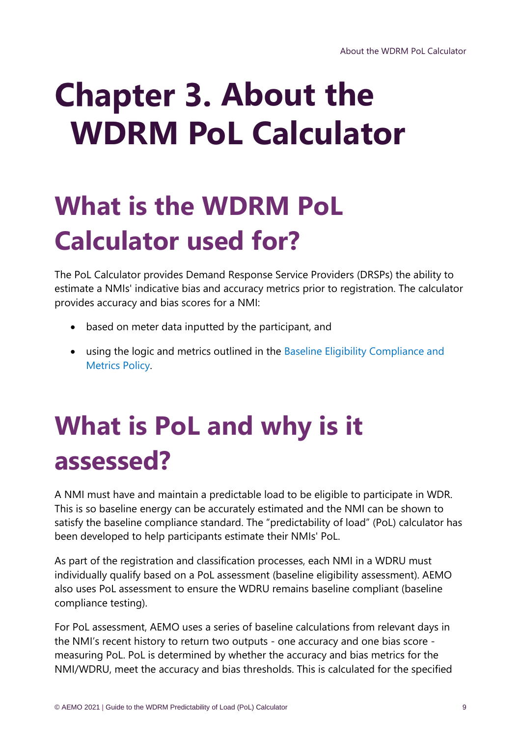# Chapter 3. About the WDRM PoL Calculator

## What is the WDRM PoL Calculator used for?

The PoL Calculator provides Demand Response Service Providers (DRSPs) the ability to estimate a NMIs' indicative bias and accuracy metrics prior to registration. The calculator provides accuracy and bias scores for a NMI:

- based on meter data inputted by the participant, and
- using the logic and metrics outlined in the Baseline Eligibility Compliance and Metrics Policy.

## What is PoL and why is it assessed?

A NMI must have and maintain a predictable load to be eligible to participate in WDR. This is so baseline energy can be accurately estimated and the NMI can be shown to satisfy the baseline compliance standard. The "predictability of load" (PoL) calculator has been developed to help participants estimate their NMIs' PoL.

As part of the registration and classification processes, each NMI in a WDRU must individually qualify based on a PoL assessment (baseline eligibility assessment). AEMO also uses PoL assessment to ensure the WDRU remains baseline compliant (baseline compliance testing).

For PoL assessment, AEMO uses a series of baseline calculations from relevant days in the NMI's recent history to return two outputs - one accuracy and one bias score - measuring PoL. PoL is determined by whether the accuracy and bias metrics for the NMI/WDRU, meet the accuracy and bias thresholds. This is calculated for the specified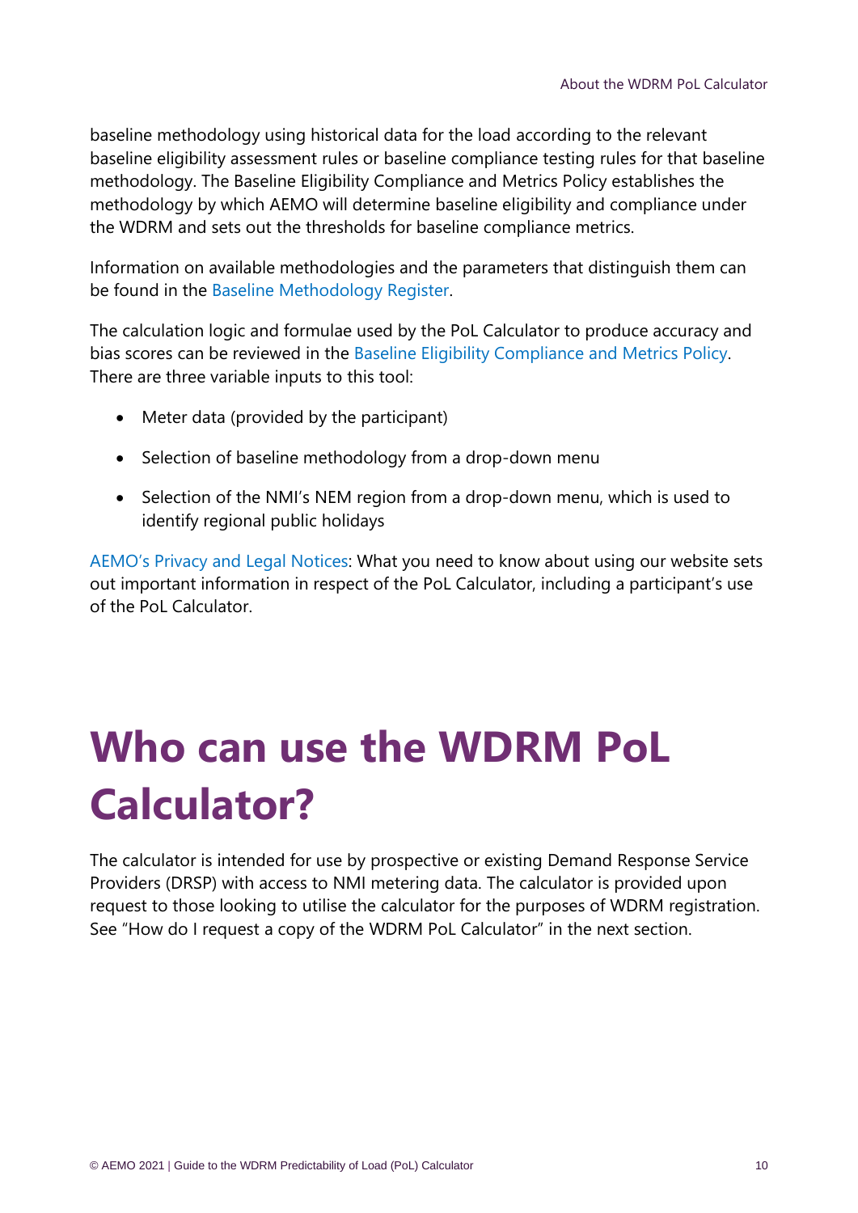baseline methodology using historical data for the load according to the relevant baseline eligibility assessment rules or baseline compliance testing rules for that baseline methodology. The Baseline Eligibility Compliance and Metrics Policy establishes the methodology by which AEMO will determine baseline eligibility and compliance under the WDRM and sets out the thresholds for baseline compliance metrics.

Information on available methodologies and the parameters that distinguish them can be found in the Baseline Methodology Register.

The calculation logic and formulae used by the PoL Calculator to produce accuracy and bias scores can be reviewed in the Baseline Eligibility Compliance and Metrics Policy. There are three variable inputs to this tool:

- Meter data (provided by the participant)
- Selection of baseline methodology from a drop-down menu
- Selection of the NMI's NEM region from a drop-down menu, which is used to identify regional public holidays

AEMO's Privacy and Legal Notices: What you need to know about using our website sets out important information in respect of the PoL Calculator, including a participant's use of the PoL Calculator.

# Who can use the WDRM PoL Calculator?

The calculator is intended for use by prospective or existing Demand Response Service Providers (DRSP) with access to NMI metering data. The calculator is provided upon request to those looking to utilise the calculator for the purposes of WDRM registration. See "How do I request a copy of the WDRM PoL Calculator" in the next section.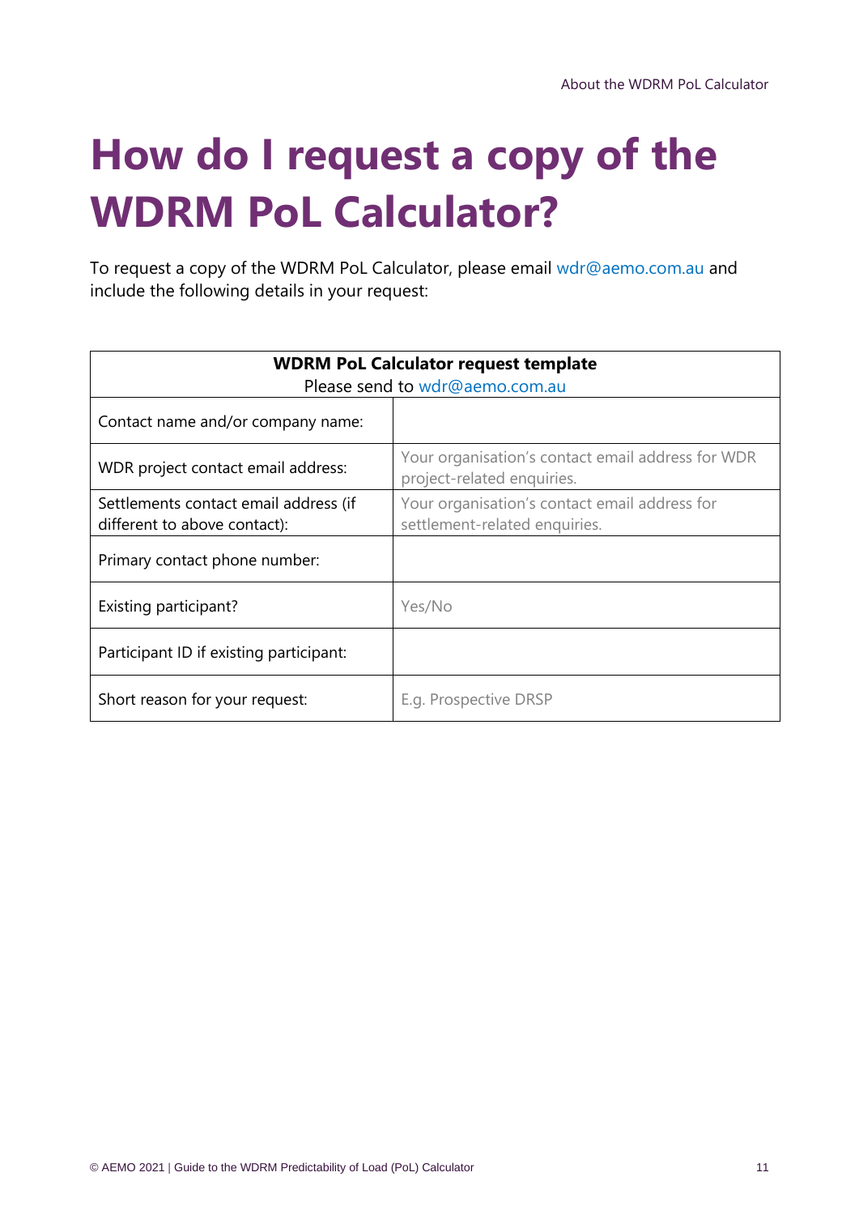# How do I request a copy of the WDRM PoL Calculator?

To request a copy of the WDRM PoL Calculator, please email wdr@aemo.com.au and include the following details in your request:

| **WDRM PoL Calculator request template**<br>Please send to wdr@aemo.com.au | |
|---|---|
| Contact name and/or company name: | |
| WDR project contact email address: | Your organisation's contact email address for WDR project-related enquiries. |
| Settlements contact email address (if different to above contact): | Your organisation's contact email address for settlement-related enquiries. |
| Primary contact phone number: | |
| Existing participant? | Yes/No |
| Participant ID if existing participant: | |
| Short reason for your request: | E.g. Prospective DRSP |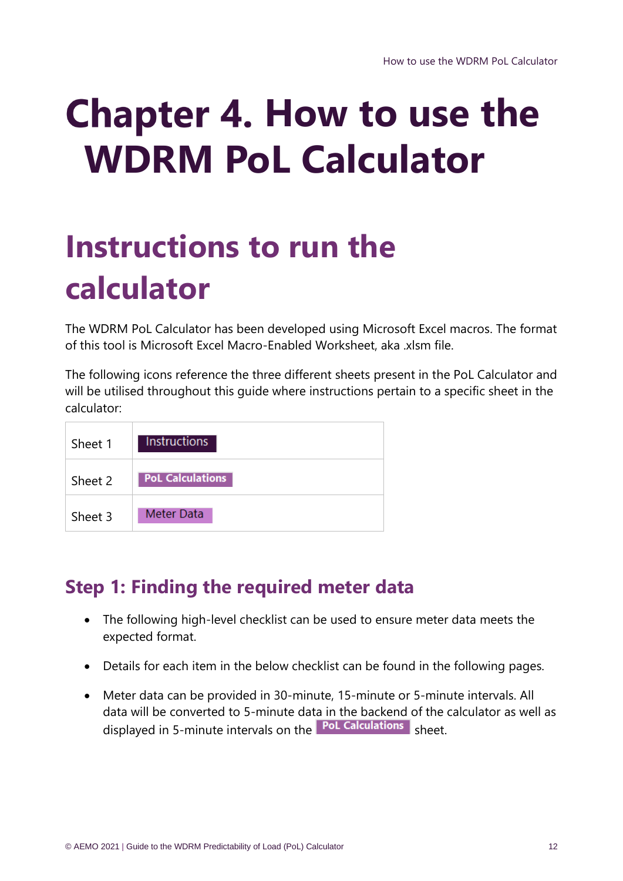# Chapter 4. How to use the WDRM PoL Calculator

## Instructions to run the calculator

The WDRM PoL Calculator has been developed using Microsoft Excel macros. The format of this tool is Microsoft Excel Macro-Enabled Worksheet, aka .xlsm file.

The following icons reference the three different sheets present in the PoL Calculator and will be utilised throughout this guide where instructions pertain to a specific sheet in the calculator:

| | |
|---|---|
| Sheet 1 | Instructions |
| Sheet 2 | PoL Calculations |
| Sheet 3 | Meter Data |

### Step 1: Finding the required meter data

- The following high-level checklist can be used to ensure meter data meets the expected format.
- Details for each item in the below checklist can be found in the following pages.
- Meter data can be provided in 30-minute, 15-minute or 5-minute intervals. All data will be converted to 5-minute data in the backend of the calculator as well as displayed in 5-minute intervals on the PoL Calculations sheet.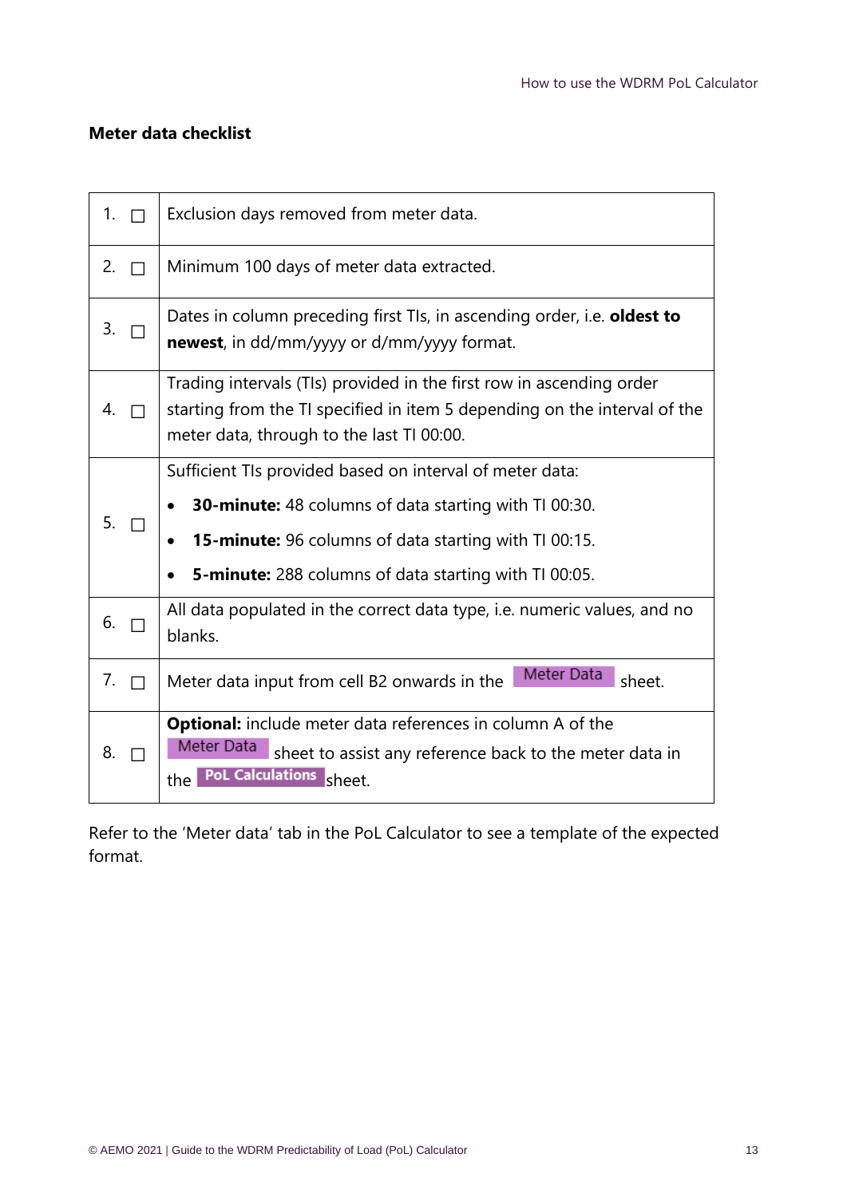**Meter data checklist**

| | |
|---|---|
| 1. ☐ | Exclusion days removed from meter data. |
| 2. ☐ | Minimum 100 days of meter data extracted. |
| 3. ☐ | Dates in column preceding first TIs, in ascending order, i.e. **oldest to newest**, in dd/mm/yyyy or d/mm/yyyy format. |
| 4. ☐ | Trading intervals (TIs) provided in the first row in ascending order starting from the TI specified in item 5 depending on the interval of the meter data, through to the last TI 00:00. |
| 5. ☐ | Sufficient TIs provided based on interval of meter data:<br>• **30-minute:** 48 columns of data starting with TI 00:30.<br>• **15-minute:** 96 columns of data starting with TI 00:15.<br>• **5-minute:** 288 columns of data starting with TI 00:05. |
| 6. ☐ | All data populated in the correct data type, i.e. numeric values, and no blanks. |
| 7. ☐ | Meter data input from cell B2 onwards in the Meter Data sheet. |
| 8. ☐ | **Optional:** include meter data references in column A of the Meter Data sheet to assist any reference back to the meter data in the PoL Calculations sheet. |

Refer to the 'Meter data' tab in the PoL Calculator to see a template of the expected format.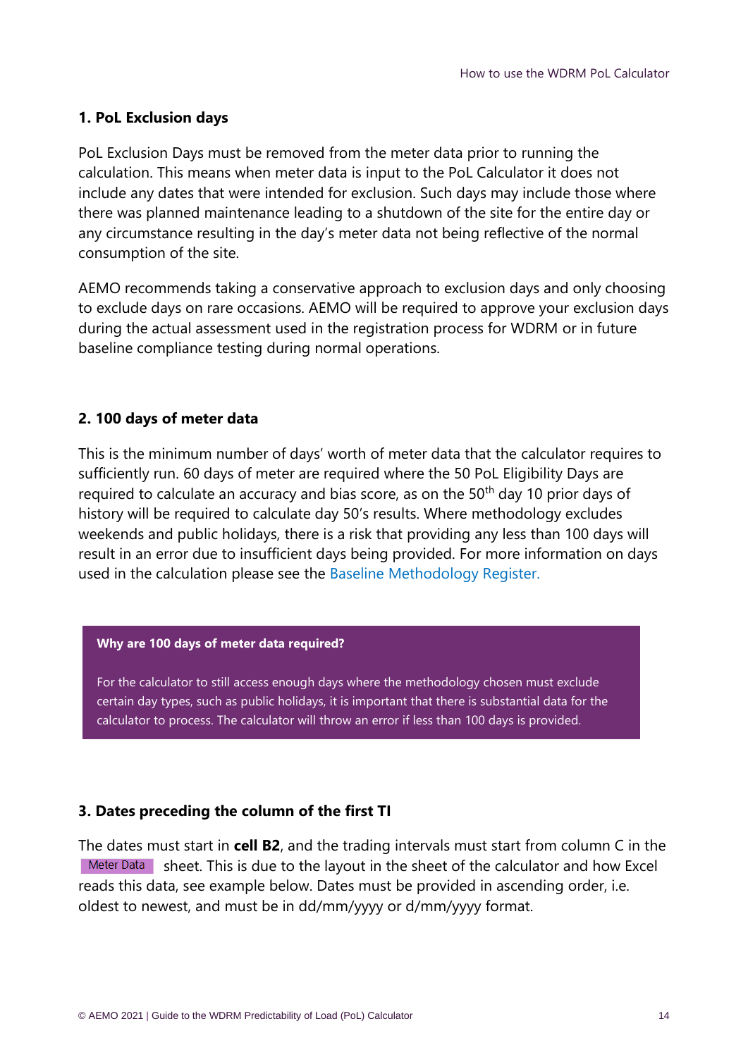### 1. PoL Exclusion days

PoL Exclusion Days must be removed from the meter data prior to running the calculation. This means when meter data is input to the PoL Calculator it does not include any dates that were intended for exclusion. Such days may include those where there was planned maintenance leading to a shutdown of the site for the entire day or any circumstance resulting in the day's meter data not being reflective of the normal consumption of the site.

AEMO recommends taking a conservative approach to exclusion days and only choosing to exclude days on rare occasions. AEMO will be required to approve your exclusion days during the actual assessment used in the registration process for WDRM or in future baseline compliance testing during normal operations.

### 2. 100 days of meter data

This is the minimum number of days' worth of meter data that the calculator requires to sufficiently run. 60 days of meter are required where the 50 PoL Eligibility Days are required to calculate an accuracy and bias score, as on the 50th day 10 prior days of history will be required to calculate day 50's results. Where methodology excludes weekends and public holidays, there is a risk that providing any less than 100 days will result in an error due to insufficient days being provided. For more information on days used in the calculation please see the Baseline Methodology Register.

**Why are 100 days of meter data required?**

For the calculator to still access enough days where the methodology chosen must exclude certain day types, such as public holidays, it is important that there is substantial data for the calculator to process. The calculator will throw an error if less than 100 days is provided.

### 3. Dates preceding the column of the first TI

The dates must start in **cell B2**, and the trading intervals must start from column C in the Meter Data sheet. This is due to the layout in the sheet of the calculator and how Excel reads this data, see example below. Dates must be provided in ascending order, i.e. oldest to newest, and must be in dd/mm/yyyy or d/mm/yyyy format.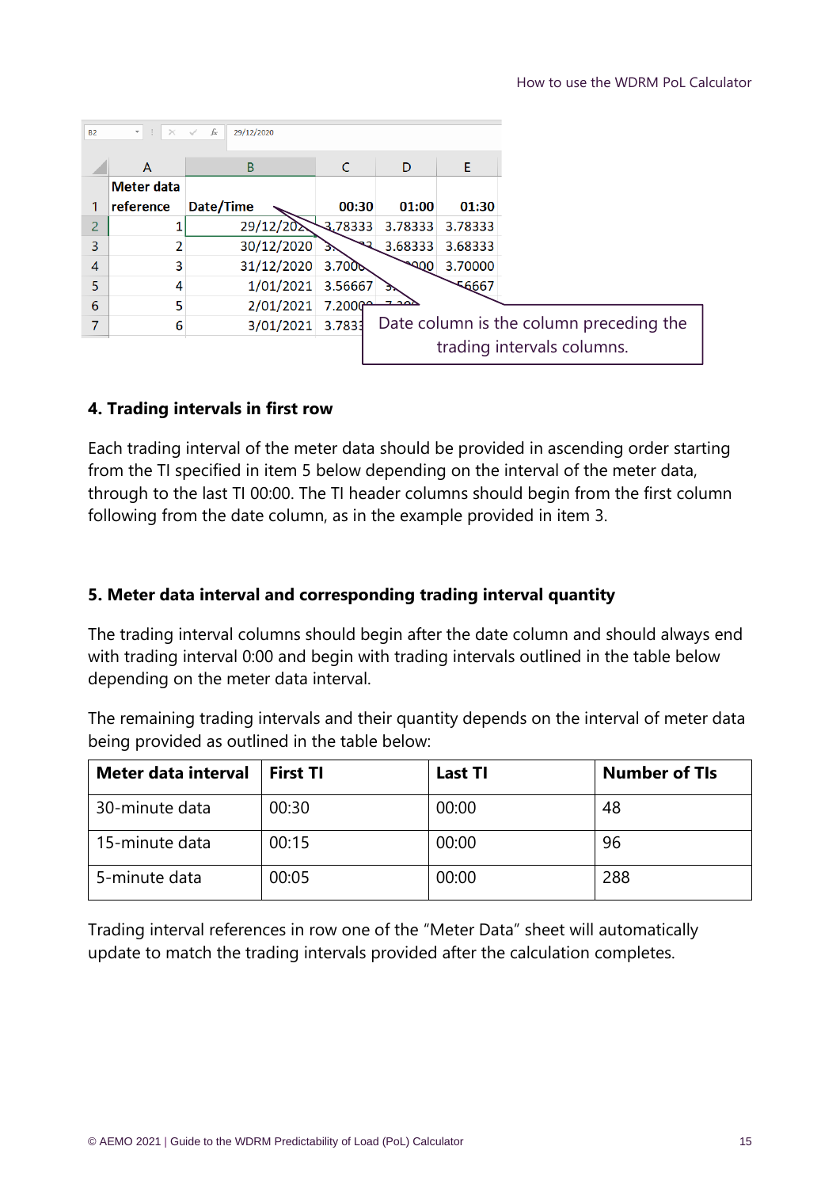| | A | B | C | D | E |
|---|---|---|---|---|---|
| 1 | Meter data reference | Date/Time | 00:30 | 01:00 | 01:30 |
| 2 | 1 | 29/12/2020 | 3.78333 | 3.78333 | 3.78333 |
| 3 | 2 | 30/12/2020 | 3.68333 | 3.68333 | 3.68333 |
| 4 | 3 | 31/12/2020 | 3.70000 | 3.70000 | 3.70000 |
| 5 | 4 | 1/01/2021 | 3.56667 | 3.56667 | 3.56667 |
| 6 | 5 | 2/01/2021 | 7.20000 | 7.20000 | |
| 7 | 6 | 3/01/2021 | 3.78333 | | |

Date column is the column preceding the trading intervals columns.

#### 4. Trading intervals in first row

Each trading interval of the meter data should be provided in ascending order starting from the TI specified in item 5 below depending on the interval of the meter data, through to the last TI 00:00. The TI header columns should begin from the first column following from the date column, as in the example provided in item 3.

#### 5. Meter data interval and corresponding trading interval quantity

The trading interval columns should begin after the date column and should always end with trading interval 0:00 and begin with trading intervals outlined in the table below depending on the meter data interval.

The remaining trading intervals and their quantity depends on the interval of meter data being provided as outlined in the table below:

| Meter data interval | First TI | Last TI | Number of TIs |
|---|---|---|---|
| 30-minute data | 00:30 | 00:00 | 48 |
| 15-minute data | 00:15 | 00:00 | 96 |
| 5-minute data | 00:05 | 00:00 | 288 |

Trading interval references in row one of the “Meter Data” sheet will automatically update to match the trading intervals provided after the calculation completes.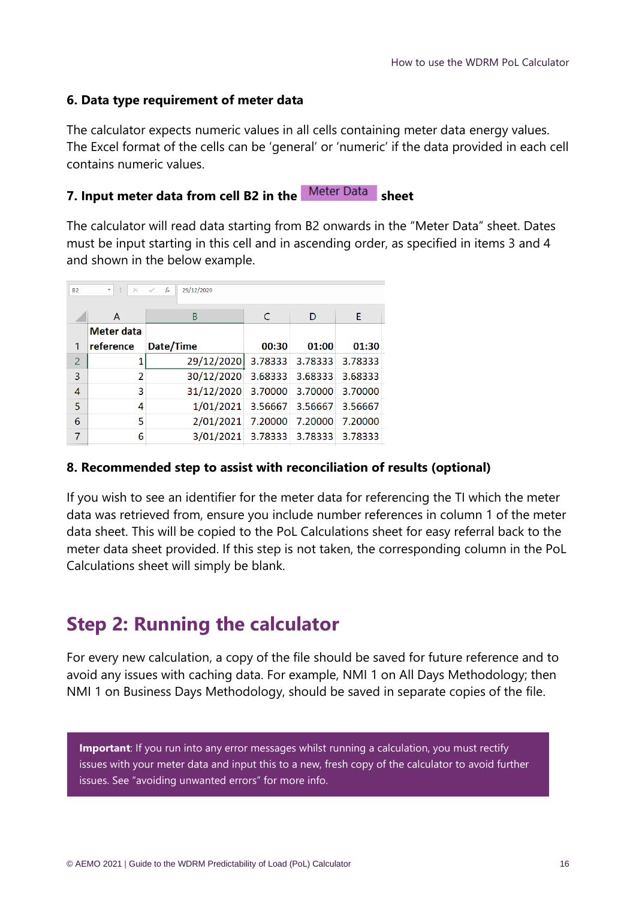### 6. Data type requirement of meter data

The calculator expects numeric values in all cells containing meter data energy values. The Excel format of the cells can be 'general' or 'numeric' if the data provided in each cell contains numeric values.

### 7. Input meter data from cell B2 in the Meter Data sheet

The calculator will read data starting from B2 onwards in the "Meter Data" sheet. Dates must be input starting in this cell and in ascending order, as specified in items 3 and 4 and shown in the below example.

| | A | B | C | D | E |
|---|---|---|---|---|---|
| 1 | Meter data reference | Date/Time | 00:30 | 01:00 | 01:30 |
| 2 | 1 | 29/12/2020 | 3.78333 | 3.78333 | 3.78333 |
| 3 | 2 | 30/12/2020 | 3.68333 | 3.68333 | 3.68333 |
| 4 | 3 | 31/12/2020 | 3.70000 | 3.70000 | 3.70000 |
| 5 | 4 | 1/01/2021 | 3.56667 | 3.56667 | 3.56667 |
| 6 | 5 | 2/01/2021 | 7.20000 | 7.20000 | 7.20000 |
| 7 | 6 | 3/01/2021 | 3.78333 | 3.78333 | 3.78333 |

### 8. Recommended step to assist with reconciliation of results (optional)

If you wish to see an identifier for the meter data for referencing the TI which the meter data was retrieved from, ensure you include number references in column 1 of the meter data sheet. This will be copied to the PoL Calculations sheet for easy referral back to the meter data sheet provided. If this step is not taken, the corresponding column in the PoL Calculations sheet will simply be blank.

## Step 2: Running the calculator

For every new calculation, a copy of the file should be saved for future reference and to avoid any issues with caching data. For example, NMI 1 on All Days Methodology; then NMI 1 on Business Days Methodology, should be saved in separate copies of the file.

**Important**: If you run into any error messages whilst running a calculation, you must rectify issues with your meter data and input this to a new, fresh copy of the calculator to avoid further issues. See "avoiding unwanted errors" for more info.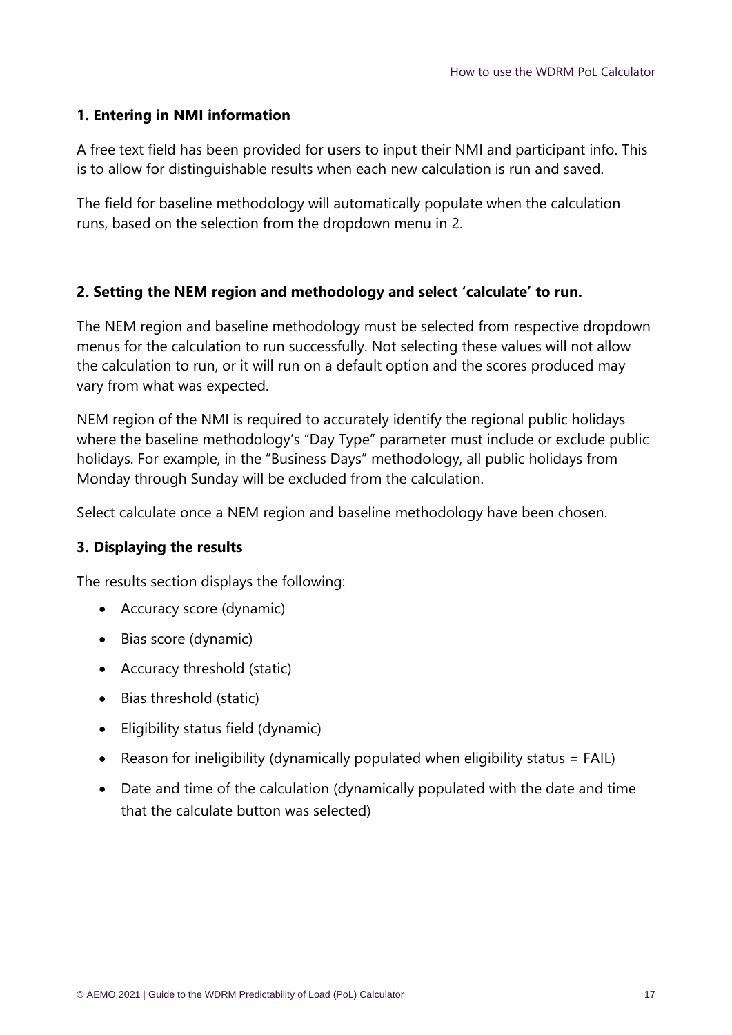**1. Entering in NMI information**

A free text field has been provided for users to input their NMI and participant info. This is to allow for distinguishable results when each new calculation is run and saved.

The field for baseline methodology will automatically populate when the calculation runs, based on the selection from the dropdown menu in 2.

**2. Setting the NEM region and methodology and select 'calculate' to run.**

The NEM region and baseline methodology must be selected from respective dropdown menus for the calculation to run successfully. Not selecting these values will not allow the calculation to run, or it will run on a default option and the scores produced may vary from what was expected.

NEM region of the NMI is required to accurately identify the regional public holidays where the baseline methodology's "Day Type" parameter must include or exclude public holidays. For example, in the "Business Days" methodology, all public holidays from Monday through Sunday will be excluded from the calculation.

Select calculate once a NEM region and baseline methodology have been chosen.

**3. Displaying the results**

The results section displays the following:

- Accuracy score (dynamic)
- Bias score (dynamic)
- Accuracy threshold (static)
- Bias threshold (static)
- Eligibility status field (dynamic)
- Reason for ineligibility (dynamically populated when eligibility status = FAIL)
- Date and time of the calculation (dynamically populated with the date and time that the calculate button was selected)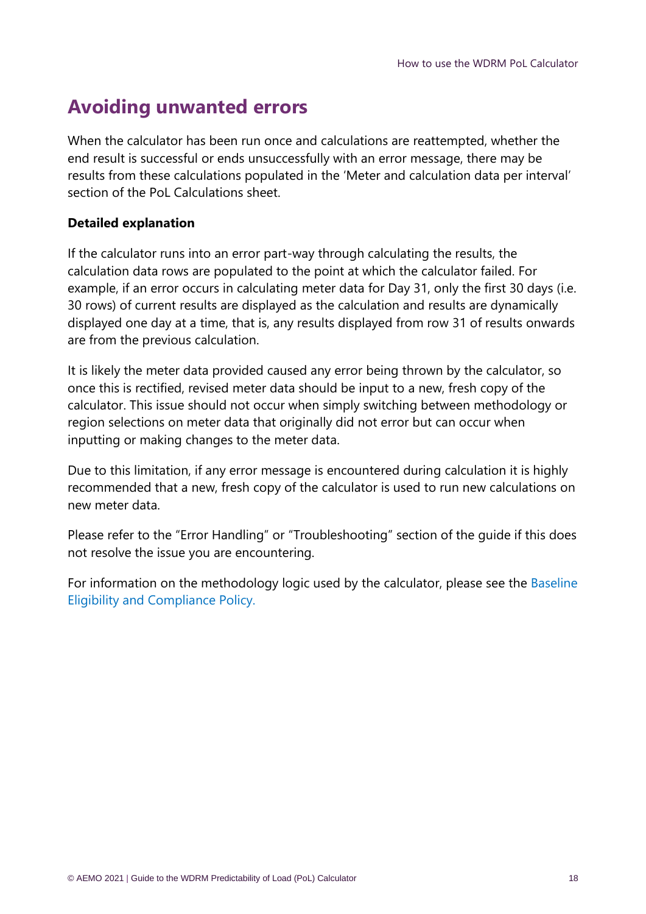## Avoiding unwanted errors

When the calculator has been run once and calculations are reattempted, whether the end result is successful or ends unsuccessfully with an error message, there may be results from these calculations populated in the 'Meter and calculation data per interval' section of the PoL Calculations sheet.

**Detailed explanation**

If the calculator runs into an error part-way through calculating the results, the calculation data rows are populated to the point at which the calculator failed. For example, if an error occurs in calculating meter data for Day 31, only the first 30 days (i.e. 30 rows) of current results are displayed as the calculation and results are dynamically displayed one day at a time, that is, any results displayed from row 31 of results onwards are from the previous calculation.

It is likely the meter data provided caused any error being thrown by the calculator, so once this is rectified, revised meter data should be input to a new, fresh copy of the calculator. This issue should not occur when simply switching between methodology or region selections on meter data that originally did not error but can occur when inputting or making changes to the meter data.

Due to this limitation, if any error message is encountered during calculation it is highly recommended that a new, fresh copy of the calculator is used to run new calculations on new meter data.

Please refer to the "Error Handling" or "Troubleshooting" section of the guide if this does not resolve the issue you are encountering.

For information on the methodology logic used by the calculator, please see the Baseline Eligibility and Compliance Policy.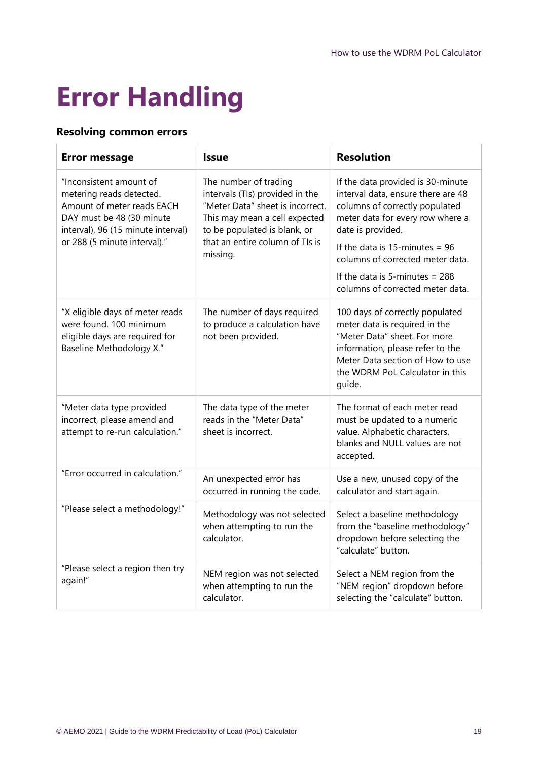# Error Handling

### Resolving common errors

| Error message | Issue | Resolution |
|---|---|---|
| "Inconsistent amount of metering reads detected. Amount of meter reads EACH DAY must be 48 (30 minute interval), 96 (15 minute interval) or 288 (5 minute interval)." | The number of trading intervals (TIs) provided in the "Meter Data" sheet is incorrect. This may mean a cell expected to be populated is blank, or that an entire column of TIs is missing. | If the data provided is 30-minute interval data, ensure there are 48 columns of correctly populated meter data for every row where a date is provided.<br><br>If the data is 15-minutes = 96 columns of corrected meter data.<br><br>If the data is 5-minutes = 288 columns of corrected meter data. |
| "X eligible days of meter reads were found. 100 minimum eligible days are required for Baseline Methodology X." | The number of days required to produce a calculation have not been provided. | 100 days of correctly populated meter data is required in the "Meter Data" sheet. For more information, please refer to the Meter Data section of How to use the WDRM PoL Calculator in this guide. |
| "Meter data type provided incorrect, please amend and attempt to re-run calculation." | The data type of the meter reads in the "Meter Data" sheet is incorrect. | The format of each meter read must be updated to a numeric value. Alphabetic characters, blanks and NULL values are not accepted. |
| "Error occurred in calculation." | An unexpected error has occurred in running the code. | Use a new, unused copy of the calculator and start again. |
| "Please select a methodology!" | Methodology was not selected when attempting to run the calculator. | Select a baseline methodology from the "baseline methodology" dropdown before selecting the "calculate" button. |
| "Please select a region then try again!" | NEM region was not selected when attempting to run the calculator. | Select a NEM region from the "NEM region" dropdown before selecting the "calculate" button. |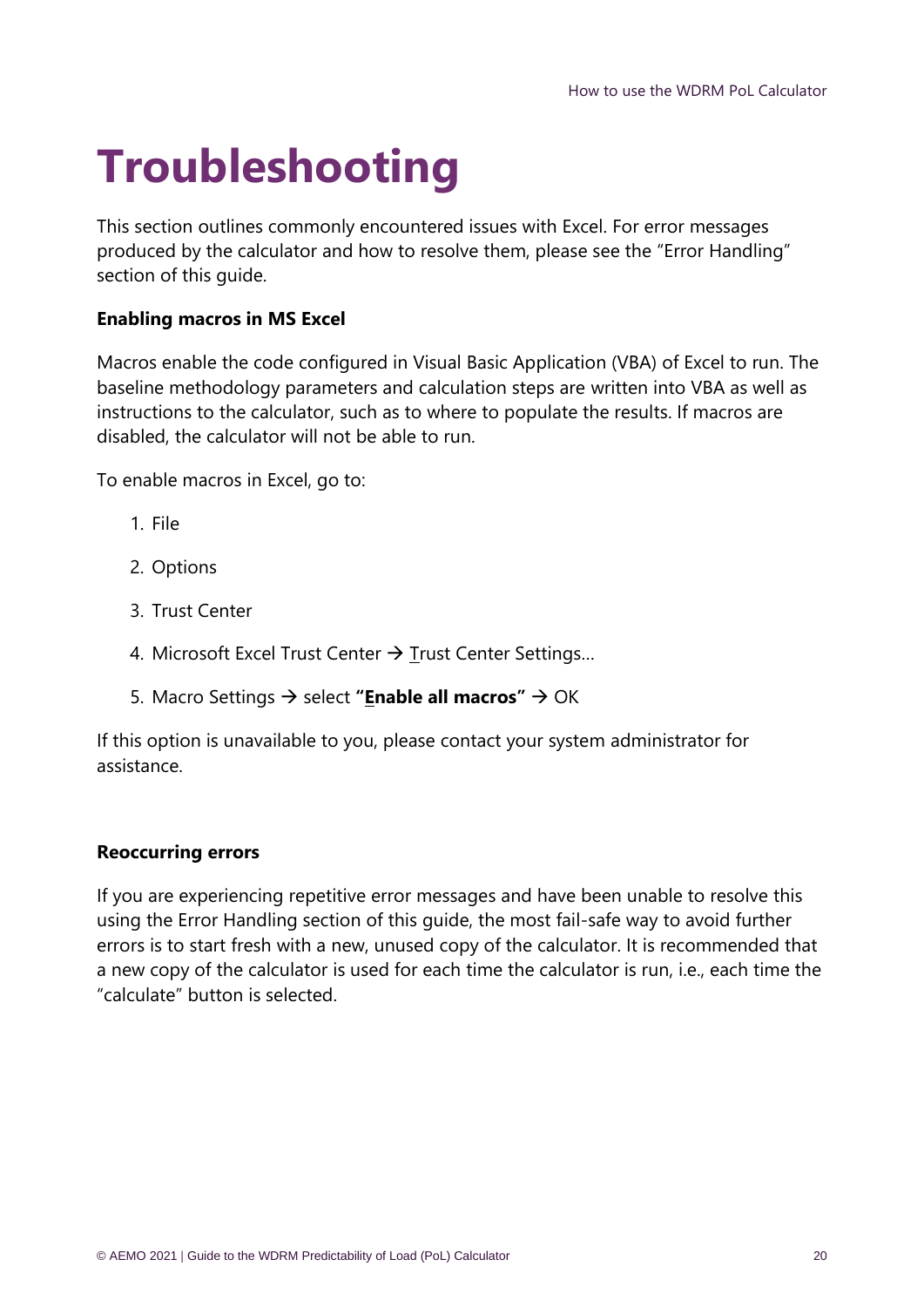# Troubleshooting

This section outlines commonly encountered issues with Excel. For error messages produced by the calculator and how to resolve them, please see the "Error Handling" section of this guide.

**Enabling macros in MS Excel**

Macros enable the code configured in Visual Basic Application (VBA) of Excel to run. The baseline methodology parameters and calculation steps are written into VBA as well as instructions to the calculator, such as to where to populate the results. If macros are disabled, the calculator will not be able to run.

To enable macros in Excel, go to:

1. File
2. Options
3. Trust Center
4. Microsoft Excel Trust Center → Trust Center Settings…
5. Macro Settings → select **"Enable all macros"** → OK

If this option is unavailable to you, please contact your system administrator for assistance.

**Reoccurring errors**

If you are experiencing repetitive error messages and have been unable to resolve this using the Error Handling section of this guide, the most fail-safe way to avoid further errors is to start fresh with a new, unused copy of the calculator. It is recommended that a new copy of the calculator is used for each time the calculator is run, i.e., each time the "calculate" button is selected.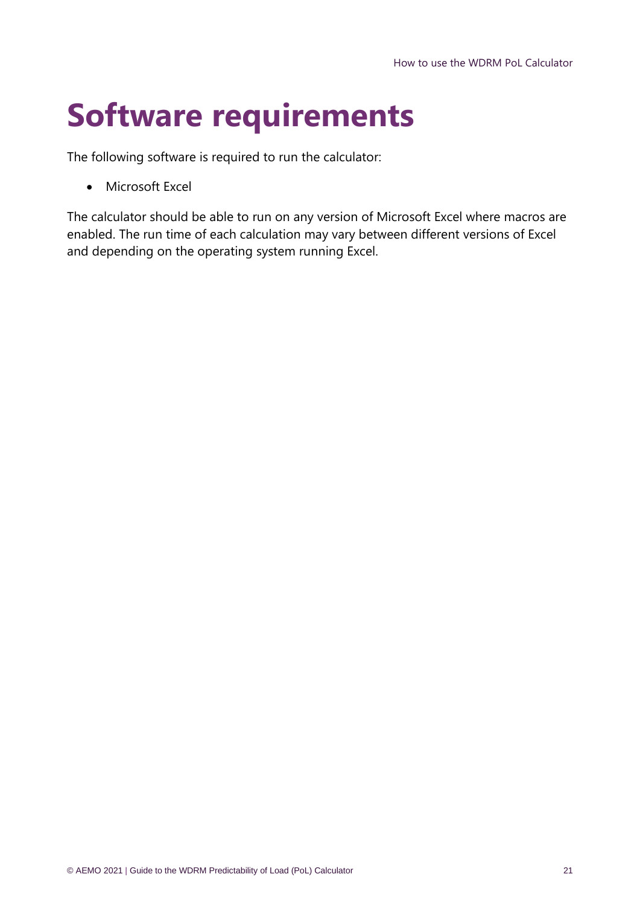# Software requirements

The following software is required to run the calculator:

- Microsoft Excel

The calculator should be able to run on any version of Microsoft Excel where macros are enabled. The run time of each calculation may vary between different versions of Excel and depending on the operating system running Excel.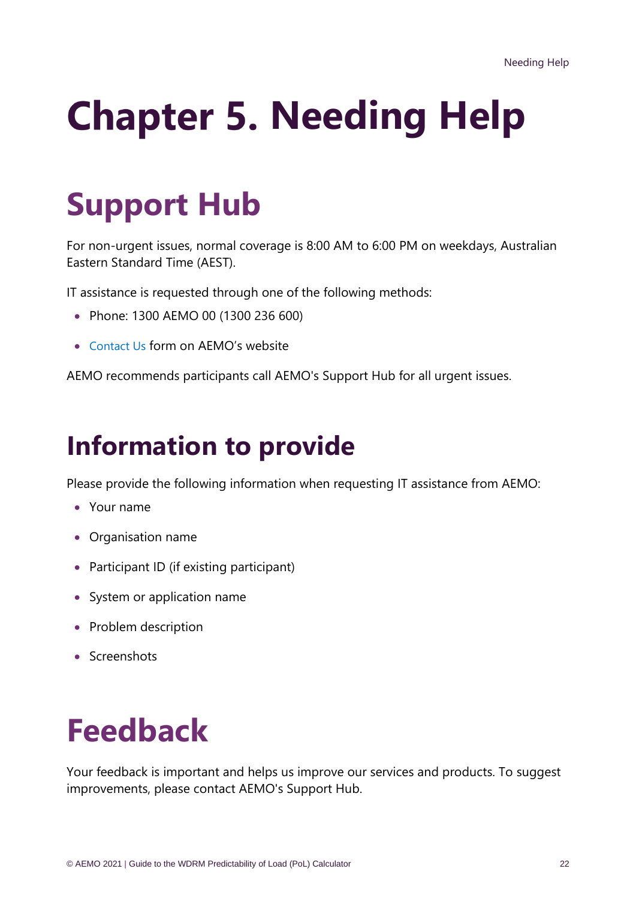# Chapter 5. Needing Help

## Support Hub

For non-urgent issues, normal coverage is 8:00 AM to 6:00 PM on weekdays, Australian Eastern Standard Time (AEST).

IT assistance is requested through one of the following methods:

- Phone: 1300 AEMO 00 (1300 236 600)
- Contact Us form on AEMO's website

AEMO recommends participants call AEMO's Support Hub for all urgent issues.

### Information to provide

Please provide the following information when requesting IT assistance from AEMO:

- Your name
- Organisation name
- Participant ID (if existing participant)
- System or application name
- Problem description
- Screenshots

## Feedback

Your feedback is important and helps us improve our services and products. To suggest improvements, please contact AEMO's Support Hub.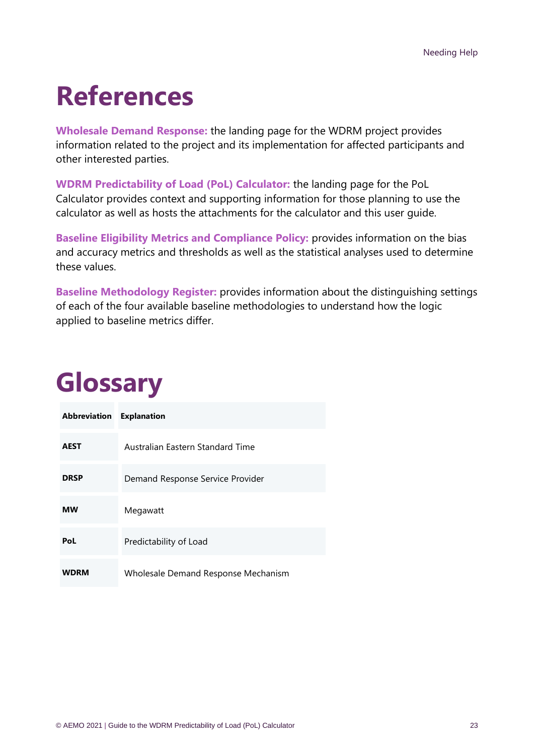# References

**Wholesale Demand Response:** the landing page for the WDRM project provides information related to the project and its implementation for affected participants and other interested parties.

**WDRM Predictability of Load (PoL) Calculator:** the landing page for the PoL Calculator provides context and supporting information for those planning to use the calculator as well as hosts the attachments for the calculator and this user guide.

**Baseline Eligibility Metrics and Compliance Policy:** provides information on the bias and accuracy metrics and thresholds as well as the statistical analyses used to determine these values.

**Baseline Methodology Register:** provides information about the distinguishing settings of each of the four available baseline methodologies to understand how the logic applied to baseline metrics differ.

# Glossary

| Abbreviation | Explanation |
|---|---|
| **AEST** | Australian Eastern Standard Time |
| **DRSP** | Demand Response Service Provider |
| **MW** | Megawatt |
| **PoL** | Predictability of Load |
| **WDRM** | Wholesale Demand Response Mechanism |